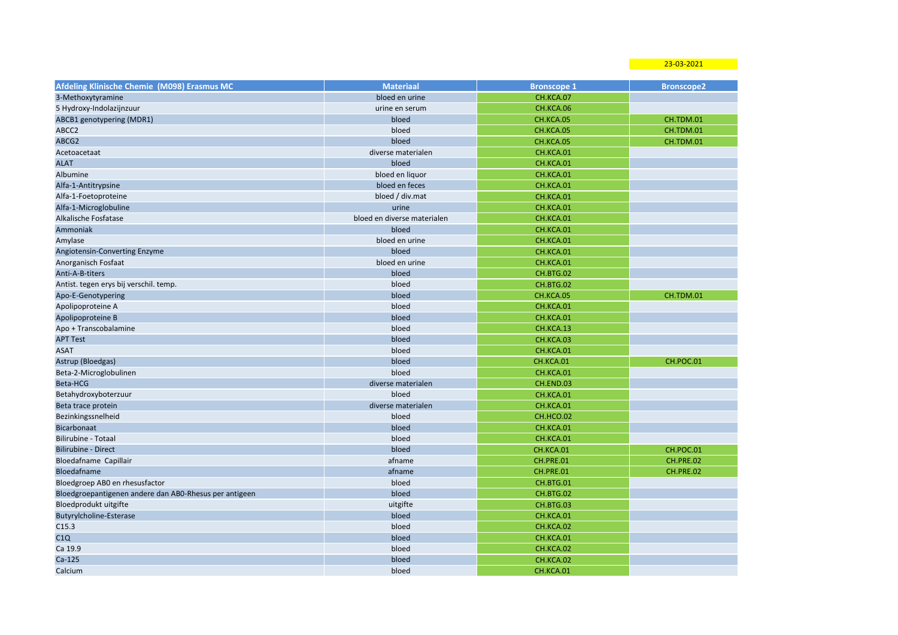23-03-2021

| Afdeling Klinische Chemie (M098) Erasmus MC | Materiaal | Bronscope 1 | Bronscope2 |
|---|---|---|---|
| 3-Methoxytyramine | bloed en urine | CH.KCA.07 | |
| 5 Hydroxy-Indolazijnzuur | urine en serum | CH.KCA.06 | |
| ABCB1 genotypering (MDR1) | bloed | CH.KCA.05 | CH.TDM.01 |
| ABCC2 | bloed | CH.KCA.05 | CH.TDM.01 |
| ABCG2 | bloed | CH.KCA.05 | CH.TDM.01 |
| Acetoacetaat | diverse materialen | CH.KCA.01 | |
| ALAT | bloed | CH.KCA.01 | |
| Albumine | bloed en liquor | CH.KCA.01 | |
| Alfa-1-Antitrypsine | bloed en feces | CH.KCA.01 | |
| Alfa-1-Foetoproteine | bloed / div.mat | CH.KCA.01 | |
| Alfa-1-Microglobuline | urine | CH.KCA.01 | |
| Alkalische Fosfatase | bloed en diverse materialen | CH.KCA.01 | |
| Ammoniak | bloed | CH.KCA.01 | |
| Amylase | bloed en urine | CH.KCA.01 | |
| Angiotensin-Converting Enzyme | bloed | CH.KCA.01 | |
| Anorganisch Fosfaat | bloed en urine | CH.KCA.01 | |
| Anti-A-B-titers | bloed | CH.BTG.02 | |
| Antist. tegen erys bij verschil. temp. | bloed | CH.BTG.02 | |
| Apo-E-Genotypering | bloed | CH.KCA.05 | CH.TDM.01 |
| Apolipoproteine A | bloed | CH.KCA.01 | |
| Apolipoproteine B | bloed | CH.KCA.01 | |
| Apo + Transcobalamine | bloed | CH.KCA.13 | |
| APT Test | bloed | CH.KCA.03 | |
| ASAT | bloed | CH.KCA.01 | |
| Astrup (Bloedgas) | bloed | CH.KCA.01 | CH.POC.01 |
| Beta-2-Microglobulinen | bloed | CH.KCA.01 | |
| Beta-HCG | diverse materialen | CH.END.03 | |
| Betahydroxyboterzuur | bloed | CH.KCA.01 | |
| Beta trace protein | diverse materialen | CH.KCA.01 | |
| Bezinkingssnelheid | bloed | CH.HCO.02 | |
| Bicarbonaat | bloed | CH.KCA.01 | |
| Bilirubine - Totaal | bloed | CH.KCA.01 | |
| Bilirubine - Direct | bloed | CH.KCA.01 | CH.POC.01 |
| Bloedafname Capillair | afname | CH.PRE.01 | CH.PRE.02 |
| Bloedafname | afname | CH.PRE.01 | CH.PRE.02 |
| Bloedgroep AB0 en rhesusfactor | bloed | CH.BTG.01 | |
| Bloedgroepantigenen andere dan AB0-Rhesus per antigeen | bloed | CH.BTG.02 | |
| Bloedprodukt uitgifte | uitgifte | CH.BTG.03 | |
| Butyrylcholine-Esterase | bloed | CH.KCA.01 | |
| C15.3 | bloed | CH.KCA.02 | |
| C1Q | bloed | CH.KCA.01 | |
| Ca 19.9 | bloed | CH.KCA.02 | |
| Ca-125 | bloed | CH.KCA.02 | |
| Calcium | bloed | CH.KCA.01 | |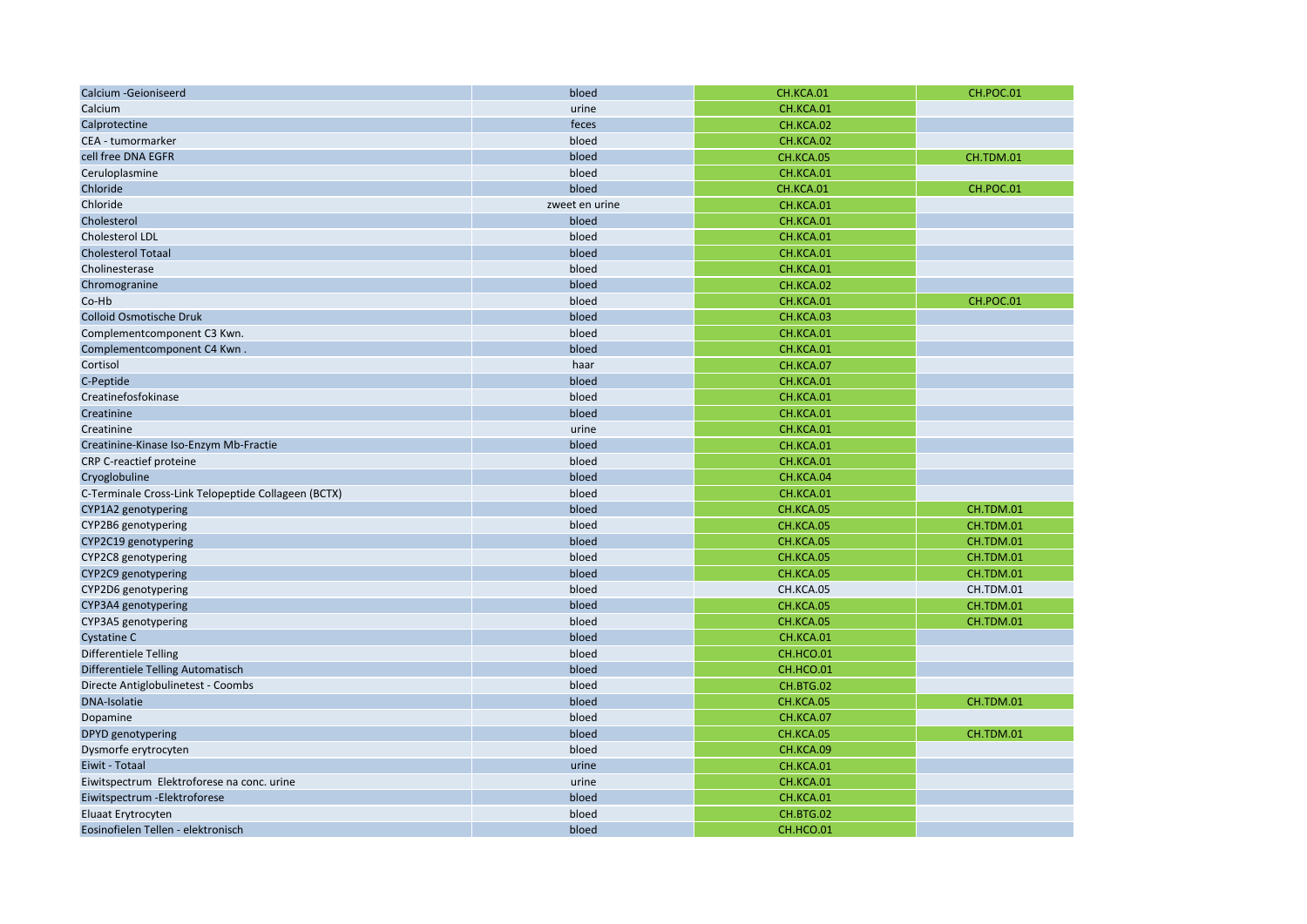| | | | |
|---|---|---|---|
| Calcium -Geioniseerd | bloed | CH.KCA.01 | CH.POC.01 |
| Calcium | urine | CH.KCA.01 | |
| Calprotectine | feces | CH.KCA.02 | |
| CEA - tumormarker | bloed | CH.KCA.02 | |
| cell free DNA EGFR | bloed | CH.KCA.05 | CH.TDM.01 |
| Ceruloplasmine | bloed | CH.KCA.01 | |
| Chloride | bloed | CH.KCA.01 | CH.POC.01 |
| Chloride | zweet en urine | CH.KCA.01 | |
| Cholesterol | bloed | CH.KCA.01 | |
| Cholesterol LDL | bloed | CH.KCA.01 | |
| Cholesterol Totaal | bloed | CH.KCA.01 | |
| Cholinesterase | bloed | CH.KCA.01 | |
| Chromogranine | bloed | CH.KCA.02 | |
| Co-Hb | bloed | CH.KCA.01 | CH.POC.01 |
| Colloid Osmotische Druk | bloed | CH.KCA.03 | |
| Complementcomponent C3 Kwn. | bloed | CH.KCA.01 | |
| Complementcomponent C4 Kwn . | bloed | CH.KCA.01 | |
| Cortisol | haar | CH.KCA.07 | |
| C-Peptide | bloed | CH.KCA.01 | |
| Creatinefosfokinase | bloed | CH.KCA.01 | |
| Creatinine | bloed | CH.KCA.01 | |
| Creatinine | urine | CH.KCA.01 | |
| Creatinine-Kinase Iso-Enzym Mb-Fractie | bloed | CH.KCA.01 | |
| CRP C-reactief proteine | bloed | CH.KCA.01 | |
| Cryoglobuline | bloed | CH.KCA.04 | |
| C-Terminale Cross-Link Telopeptide Collageen (BCTX) | bloed | CH.KCA.01 | |
| CYP1A2 genotypering | bloed | CH.KCA.05 | CH.TDM.01 |
| CYP2B6 genotypering | bloed | CH.KCA.05 | CH.TDM.01 |
| CYP2C19 genotypering | bloed | CH.KCA.05 | CH.TDM.01 |
| CYP2C8 genotypering | bloed | CH.KCA.05 | CH.TDM.01 |
| CYP2C9 genotypering | bloed | CH.KCA.05 | CH.TDM.01 |
| CYP2D6 genotypering | bloed | CH.KCA.05 | CH.TDM.01 |
| CYP3A4 genotypering | bloed | CH.KCA.05 | CH.TDM.01 |
| CYP3A5 genotypering | bloed | CH.KCA.05 | CH.TDM.01 |
| Cystatine C | bloed | CH.KCA.01 | |
| Differentiele Telling | bloed | CH.HCO.01 | |
| Differentiele Telling Automatisch | bloed | CH.HCO.01 | |
| Directe Antiglobulinetest - Coombs | bloed | CH.BTG.02 | |
| DNA-Isolatie | bloed | CH.KCA.05 | CH.TDM.01 |
| Dopamine | bloed | CH.KCA.07 | |
| DPYD genotypering | bloed | CH.KCA.05 | CH.TDM.01 |
| Dysmorfe erytrocyten | bloed | CH.KCA.09 | |
| Eiwit - Totaal | urine | CH.KCA.01 | |
| Eiwitspectrum Elektroforese na conc. urine | urine | CH.KCA.01 | |
| Eiwitspectrum -Elektroforese | bloed | CH.KCA.01 | |
| Eluaat Erytrocyten | bloed | CH.BTG.02 | |
| Eosinofielen Tellen - elektronisch | bloed | CH.HCO.01 | |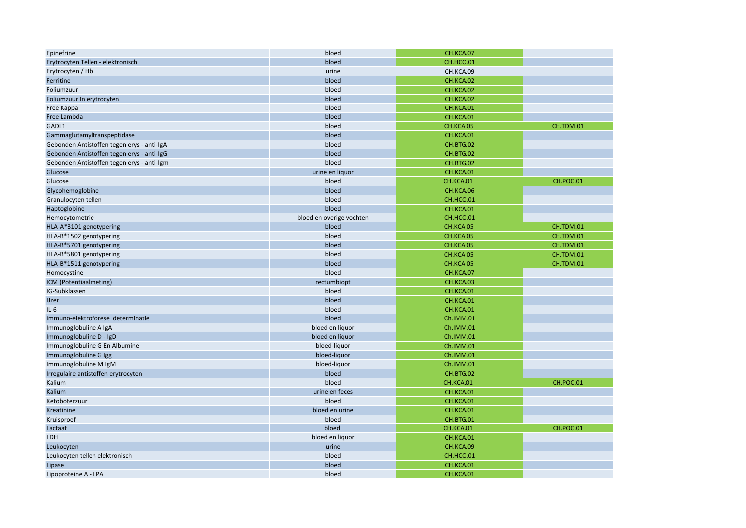| | | | |
|---|---|---|---|
| Epinefrine | bloed | CH.KCA.07 | |
| Erytrocyten Tellen - elektronisch | bloed | CH.HCO.01 | |
| Erytrocyten / Hb | urine | CH.KCA.09 | |
| Ferritine | bloed | CH.KCA.02 | |
| Foliumzuur | bloed | CH.KCA.02 | |
| Foliumzuur In erytrocyten | bloed | CH.KCA.02 | |
| Free Kappa | bloed | CH.KCA.01 | |
| Free Lambda | bloed | CH.KCA.01 | |
| GADL1 | bloed | CH.KCA.05 | CH.TDM.01 |
| Gammaglutamyltranspeptidase | bloed | CH.KCA.01 | |
| Gebonden Antistoffen tegen erys - anti-IgA | bloed | CH.BTG.02 | |
| Gebonden Antistoffen tegen erys - anti-IgG | bloed | CH.BTG.02 | |
| Gebonden Antistoffen tegen erys - anti-Igm | bloed | CH.BTG.02 | |
| Glucose | urine en liquor | CH.KCA.01 | |
| Glucose | bloed | CH.KCA.01 | CH.POC.01 |
| Glycohemoglobine | bloed | CH.KCA.06 | |
| Granulocyten tellen | bloed | CH.HCO.01 | |
| Haptoglobine | bloed | CH.KCA.01 | |
| Hemocytometrie | bloed en overige vochten | CH.HCO.01 | |
| HLA-A*3101 genotypering | bloed | CH.KCA.05 | CH.TDM.01 |
| HLA-B*1502 genotypering | bloed | CH.KCA.05 | CH.TDM.01 |
| HLA-B*5701 genotypering | bloed | CH.KCA.05 | CH.TDM.01 |
| HLA-B*5801 genotypering | bloed | CH.KCA.05 | CH.TDM.01 |
| HLA-B*1511 genotypering | bloed | CH.KCA.05 | CH.TDM.01 |
| Homocystine | bloed | CH.KCA.07 | |
| ICM (Potentiaalmeting) | rectumbiopt | CH.KCA.03 | |
| IG-Subklassen | bloed | CH.KCA.01 | |
| IJzer | bloed | CH.KCA.01 | |
| IL-6 | bloed | CH.KCA.01 | |
| Immuno-elektroforese determinatie | bloed | Ch.IMM.01 | |
| Immunoglobuline A IgA | bloed en liquor | Ch.IMM.01 | |
| Immunoglobuline D - IgD | bloed en liquor | Ch.IMM.01 | |
| Immunoglobuline G En Albumine | bloed-liquor | Ch.IMM.01 | |
| Immunoglobuline G Igg | bloed-liquor | Ch.IMM.01 | |
| Immunoglobuline M IgM | bloed-liquor | Ch.IMM.01 | |
| Irregulaire antistoffen erytrocyten | bloed | CH.BTG.02 | |
| Kalium | bloed | CH.KCA.01 | CH.POC.01 |
| Kalium | urine en feces | CH.KCA.01 | |
| Ketoboterzuur | bloed | CH.KCA.01 | |
| Kreatinine | bloed en urine | CH.KCA.01 | |
| Kruisproef | bloed | CH.BTG.01 | |
| Lactaat | bloed | CH.KCA.01 | CH.POC.01 |
| LDH | bloed en liquor | CH.KCA.01 | |
| Leukocyten | urine | CH.KCA.09 | |
| Leukocyten tellen elektronisch | bloed | CH.HCO.01 | |
| Lipase | bloed | CH.KCA.01 | |
| Lipoproteine A - LPA | bloed | CH.KCA.01 | |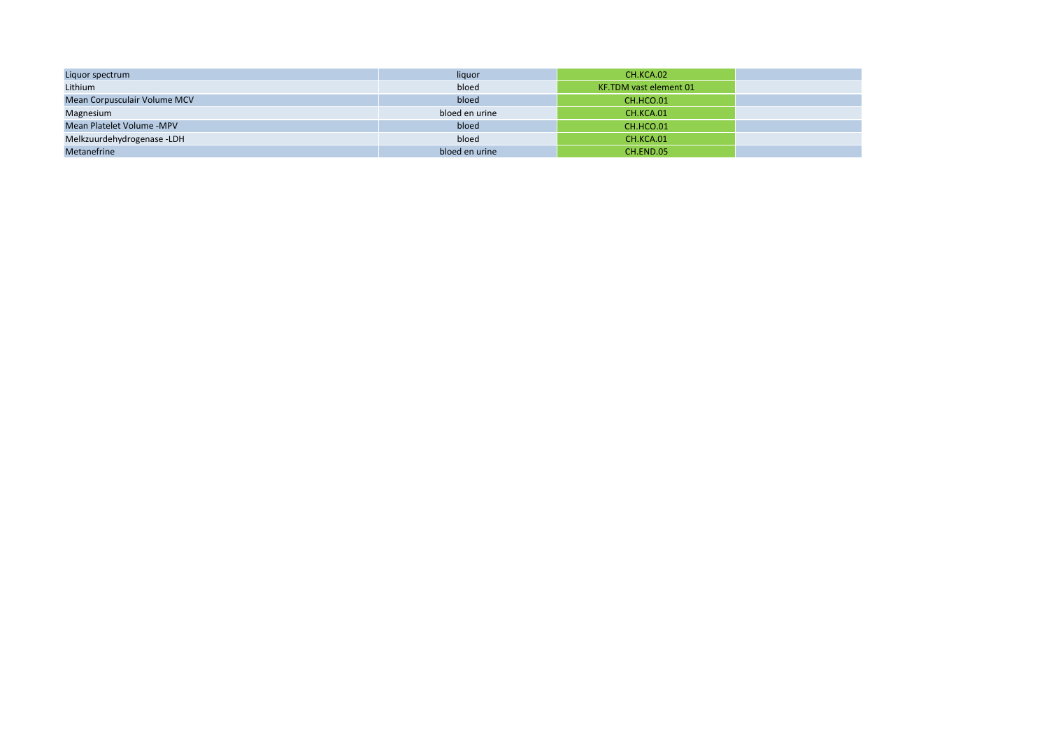| | | | |
|---|---|---|---|
| Liquor spectrum | liquor | CH.KCA.02 | |
| Lithium | bloed | KF.TDM vast element 01 | |
| Mean Corpusculair Volume MCV | bloed | CH.HCO.01 | |
| Magnesium | bloed en urine | CH.KCA.01 | |
| Mean Platelet Volume -MPV | bloed | CH.HCO.01 | |
| Melkzuurdehydrogenase -LDH | bloed | CH.KCA.01 | |
| Metanefrine | bloed en urine | CH.END.05 | |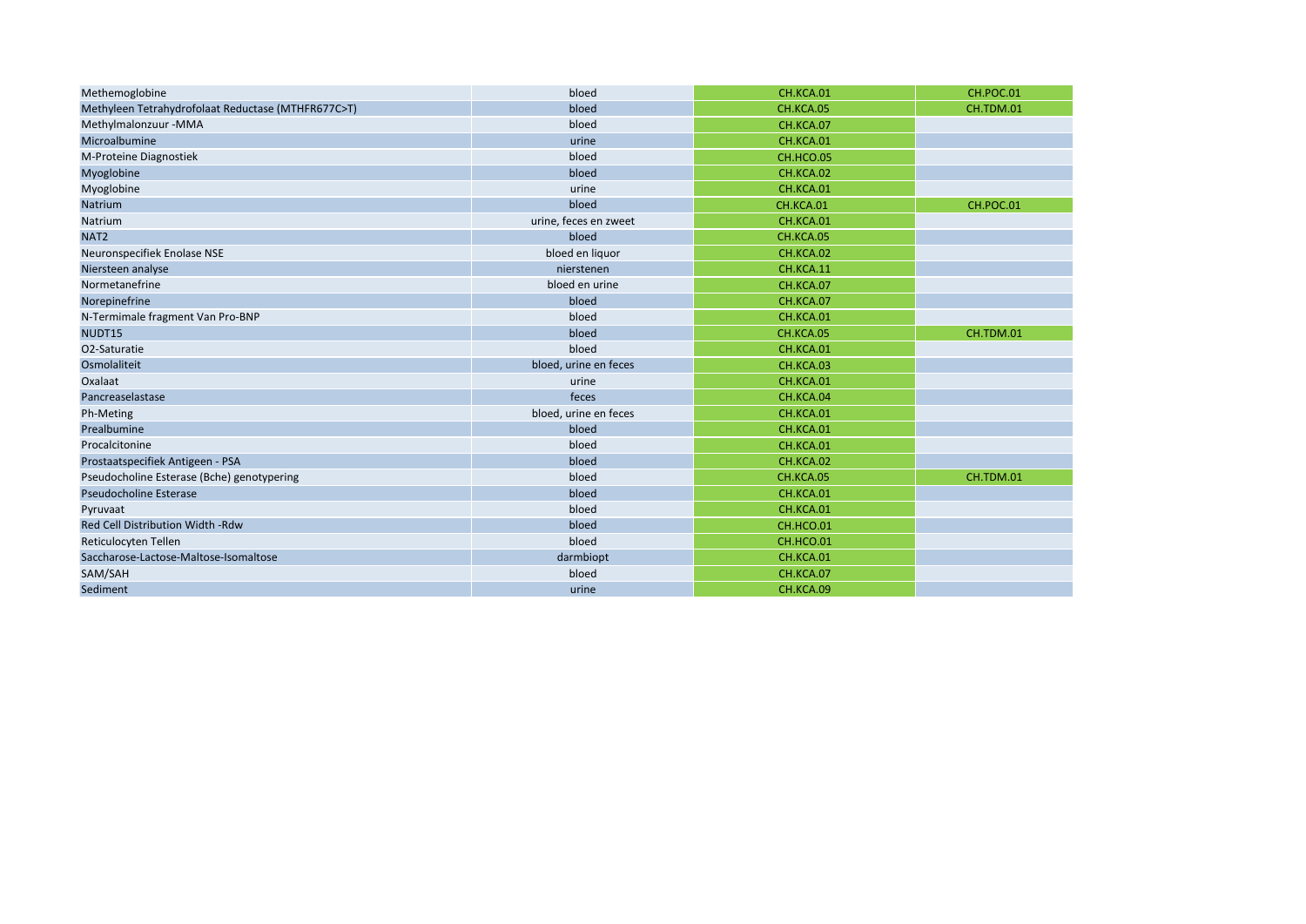| Methemoglobine | bloed | CH.KCA.01 | CH.POC.01 |
|---|---|---|---|
| Methyleen Tetrahydrofolaat Reductase (MTHFR677C>T) | bloed | CH.KCA.05 | CH.TDM.01 |
| Methylmalonzuur -MMA | bloed | CH.KCA.07 | |
| Microalbumine | urine | CH.KCA.01 | |
| M-Proteine Diagnostiek | bloed | CH.HCO.05 | |
| Myoglobine | bloed | CH.KCA.02 | |
| Myoglobine | urine | CH.KCA.01 | |
| Natrium | bloed | CH.KCA.01 | CH.POC.01 |
| Natrium | urine, feces en zweet | CH.KCA.01 | |
| NAT2 | bloed | CH.KCA.05 | |
| Neuronspecifiek Enolase NSE | bloed en liquor | CH.KCA.02 | |
| Niersteen analyse | nierstenen | CH.KCA.11 | |
| Normetanefrine | bloed en urine | CH.KCA.07 | |
| Norepinefrine | bloed | CH.KCA.07 | |
| N-Termimale fragment Van Pro-BNP | bloed | CH.KCA.01 | |
| NUDT15 | bloed | CH.KCA.05 | CH.TDM.01 |
| O2-Saturatie | bloed | CH.KCA.01 | |
| Osmolaliteit | bloed, urine en feces | CH.KCA.03 | |
| Oxalaat | urine | CH.KCA.01 | |
| Pancreaselastase | feces | CH.KCA.04 | |
| Ph-Meting | bloed, urine en feces | CH.KCA.01 | |
| Prealbumine | bloed | CH.KCA.01 | |
| Procalcitonine | bloed | CH.KCA.01 | |
| Prostaatspecifiek Antigeen - PSA | bloed | CH.KCA.02 | |
| Pseudocholine Esterase (Bche) genotypering | bloed | CH.KCA.05 | CH.TDM.01 |
| Pseudocholine Esterase | bloed | CH.KCA.01 | |
| Pyruvaat | bloed | CH.KCA.01 | |
| Red Cell Distribution Width -Rdw | bloed | CH.HCO.01 | |
| Reticulocyten Tellen | bloed | CH.HCO.01 | |
| Saccharose-Lactose-Maltose-Isomaltose | darmbiopt | CH.KCA.01 | |
| SAM/SAH | bloed | CH.KCA.07 | |
| Sediment | urine | CH.KCA.09 | |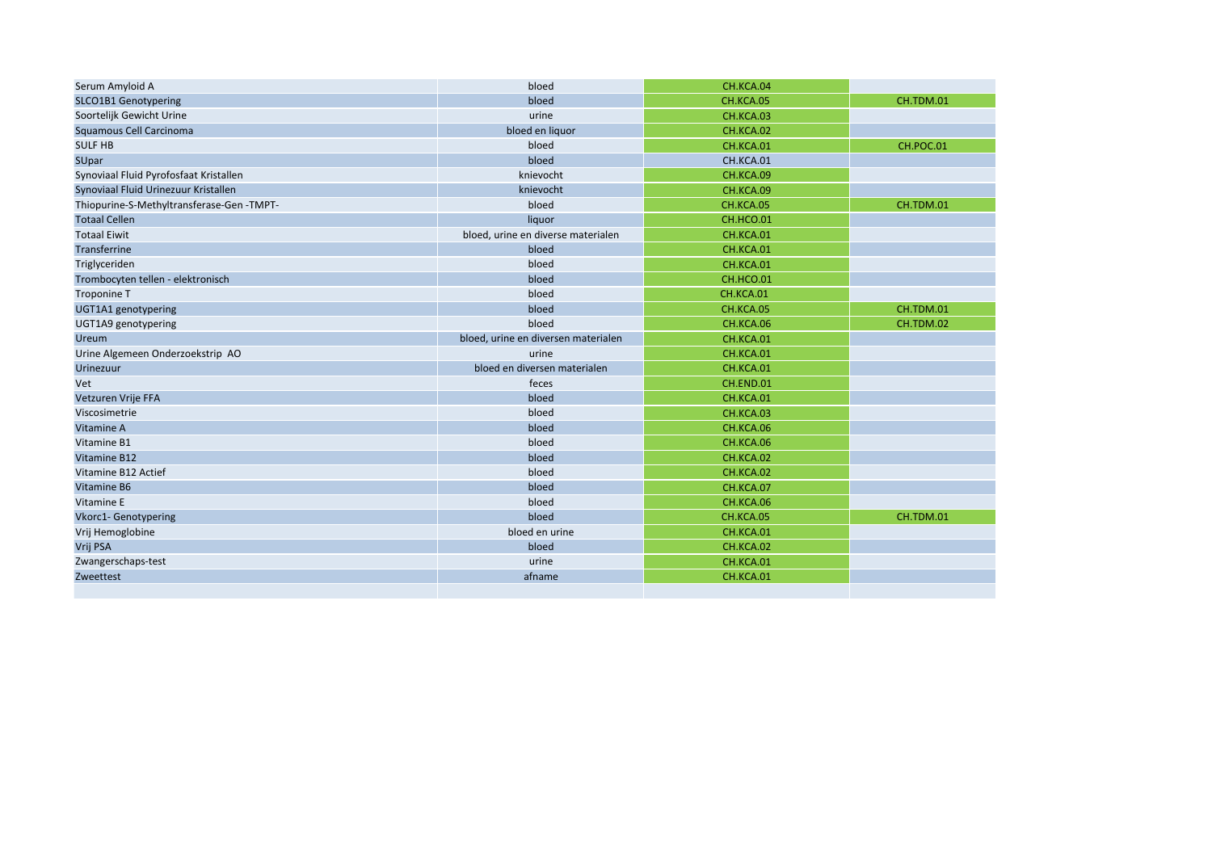| | | | |
|---|---|---|---|
| Serum Amyloid A | bloed | CH.KCA.04 | |
| SLCO1B1 Genotypering | bloed | CH.KCA.05 | CH.TDM.01 |
| Soortelijk Gewicht Urine | urine | CH.KCA.03 | |
| Squamous Cell Carcinoma | bloed en liquor | CH.KCA.02 | |
| SULF HB | bloed | CH.KCA.01 | CH.POC.01 |
| SUpar | bloed | CH.KCA.01 | |
| Synoviaal Fluid Pyrofosfaat Kristallen | knievocht | CH.KCA.09 | |
| Synoviaal Fluid Urinezuur Kristallen | knievocht | CH.KCA.09 | |
| Thiopurine-S-Methyltransferase-Gen -TMPT- | bloed | CH.KCA.05 | CH.TDM.01 |
| Totaal Cellen | liquor | CH.HCO.01 | |
| Totaal Eiwit | bloed, urine en diverse materialen | CH.KCA.01 | |
| Transferrine | bloed | CH.KCA.01 | |
| Triglyceriden | bloed | CH.KCA.01 | |
| Trombocyten tellen - elektronisch | bloed | CH.HCO.01 | |
| Troponine T | bloed | CH.KCA.01 | |
| UGT1A1 genotypering | bloed | CH.KCA.05 | CH.TDM.01 |
| UGT1A9 genotypering | bloed | CH.KCA.06 | CH.TDM.02 |
| Ureum | bloed, urine en diversen materialen | CH.KCA.01 | |
| Urine Algemeen Onderzoekstrip AO | urine | CH.KCA.01 | |
| Urinezuur | bloed en diversen materialen | CH.KCA.01 | |
| Vet | feces | CH.END.01 | |
| Vetzuren Vrije FFA | bloed | CH.KCA.01 | |
| Viscosimetrie | bloed | CH.KCA.03 | |
| Vitamine A | bloed | CH.KCA.06 | |
| Vitamine B1 | bloed | CH.KCA.06 | |
| Vitamine B12 | bloed | CH.KCA.02 | |
| Vitamine B12 Actief | bloed | CH.KCA.02 | |
| Vitamine B6 | bloed | CH.KCA.07 | |
| Vitamine E | bloed | CH.KCA.06 | |
| Vkorc1- Genotypering | bloed | CH.KCA.05 | CH.TDM.01 |
| Vrij Hemoglobine | bloed en urine | CH.KCA.01 | |
| Vrij PSA | bloed | CH.KCA.02 | |
| Zwangerschaps-test | urine | CH.KCA.01 | |
| Zweettest | afname | CH.KCA.01 | |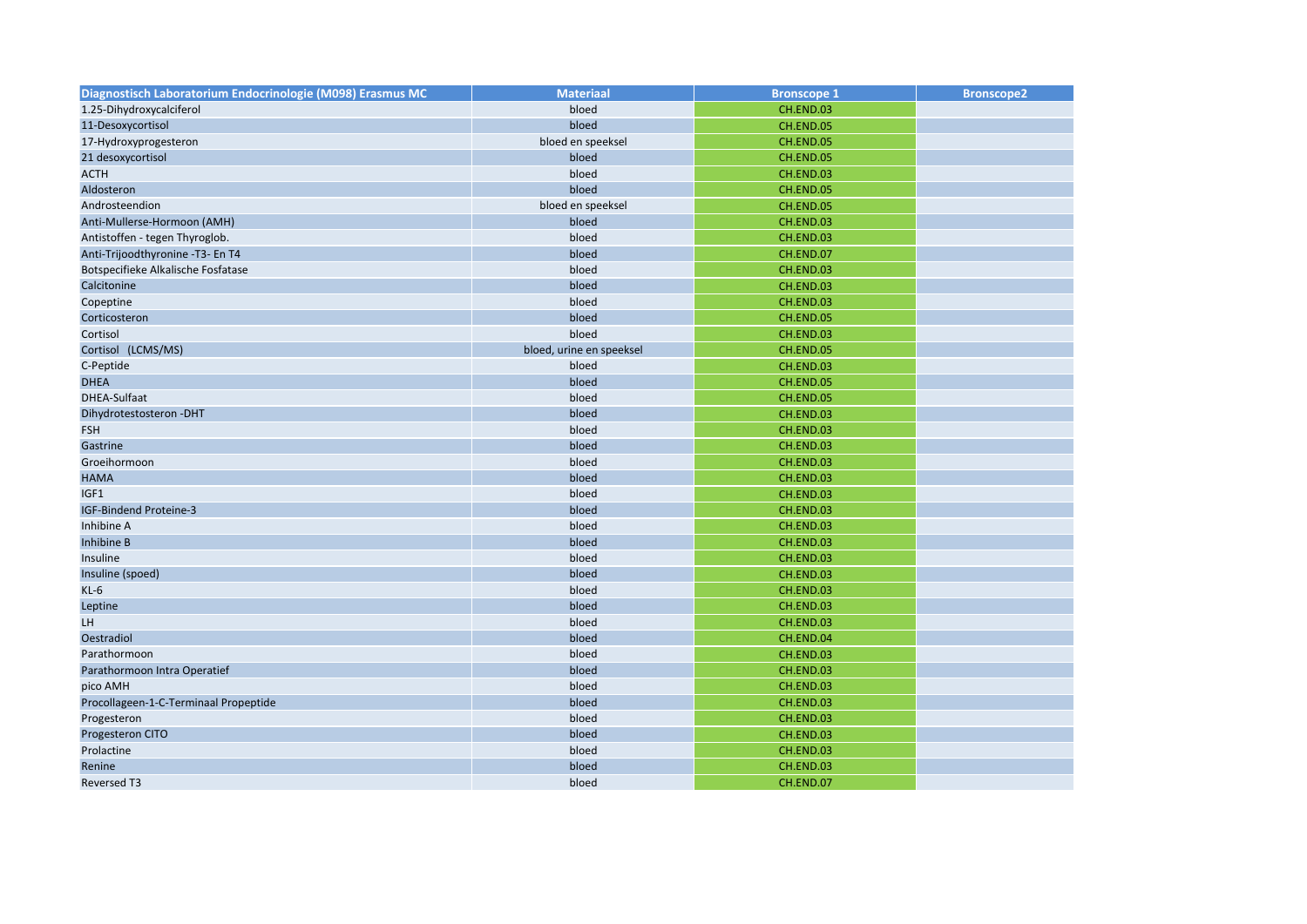| Diagnostisch Laboratorium Endocrinologie (M098) Erasmus MC | Materiaal | Bronscope 1 | Bronscope2 |
|---|---|---|---|
| 1.25-Dihydroxycalciferol | bloed | CH.END.03 | |
| 11-Desoxycortisol | bloed | CH.END.05 | |
| 17-Hydroxyprogesteron | bloed en speeksel | CH.END.05 | |
| 21 desoxycortisol | bloed | CH.END.05 | |
| ACTH | bloed | CH.END.03 | |
| Aldosteron | bloed | CH.END.05 | |
| Androsteendion | bloed en speeksel | CH.END.05 | |
| Anti-Mullerse-Hormoon (AMH) | bloed | CH.END.03 | |
| Antistoffen - tegen Thyroglob. | bloed | CH.END.03 | |
| Anti-Trijoodthyronine -T3- En T4 | bloed | CH.END.07 | |
| Botspecifieke Alkalische Fosfatase | bloed | CH.END.03 | |
| Calcitonine | bloed | CH.END.03 | |
| Copeptine | bloed | CH.END.03 | |
| Corticosteron | bloed | CH.END.05 | |
| Cortisol | bloed | CH.END.03 | |
| Cortisol (LCMS/MS) | bloed, urine en speeksel | CH.END.05 | |
| C-Peptide | bloed | CH.END.03 | |
| DHEA | bloed | CH.END.05 | |
| DHEA-Sulfaat | bloed | CH.END.05 | |
| Dihydrotestosteron -DHT | bloed | CH.END.03 | |
| FSH | bloed | CH.END.03 | |
| Gastrine | bloed | CH.END.03 | |
| Groeihormoon | bloed | CH.END.03 | |
| HAMA | bloed | CH.END.03 | |
| IGF1 | bloed | CH.END.03 | |
| IGF-Bindend Proteine-3 | bloed | CH.END.03 | |
| Inhibine A | bloed | CH.END.03 | |
| Inhibine B | bloed | CH.END.03 | |
| Insuline | bloed | CH.END.03 | |
| Insuline (spoed) | bloed | CH.END.03 | |
| KL-6 | bloed | CH.END.03 | |
| Leptine | bloed | CH.END.03 | |
| LH | bloed | CH.END.03 | |
| Oestradiol | bloed | CH.END.04 | |
| Parathormoon | bloed | CH.END.03 | |
| Parathormoon Intra Operatief | bloed | CH.END.03 | |
| pico AMH | bloed | CH.END.03 | |
| Procollageen-1-C-Terminaal Propeptide | bloed | CH.END.03 | |
| Progesteron | bloed | CH.END.03 | |
| Progesteron CITO | bloed | CH.END.03 | |
| Prolactine | bloed | CH.END.03 | |
| Renine | bloed | CH.END.03 | |
| Reversed T3 | bloed | CH.END.07 | |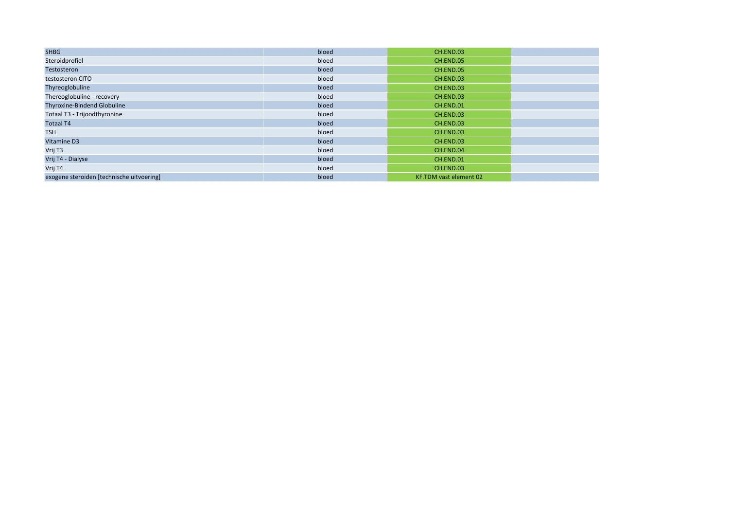| | | | |
|---|---|---|---|
| SHBG | bloed | CH.END.03 | |
| Steroidprofiel | bloed | CH.END.05 | |
| Testosteron | bloed | CH.END.05 | |
| testosteron CITO | bloed | CH.END.03 | |
| Thyreoglobuline | bloed | CH.END.03 | |
| Thereoglobuline - recovery | bloed | CH.END.03 | |
| Thyroxine-Bindend Globuline | bloed | CH.END.01 | |
| Totaal T3 - Trijoodthyronine | bloed | CH.END.03 | |
| Totaal T4 | bloed | CH.END.03 | |
| TSH | bloed | CH.END.03 | |
| Vitamine D3 | bloed | CH.END.03 | |
| Vrij T3 | bloed | CH.END.04 | |
| Vrij T4 - Dialyse | bloed | CH.END.01 | |
| Vrij T4 | bloed | CH.END.03 | |
| exogene steroiden [technische uitvoering] | bloed | KF.TDM vast element 02 | |